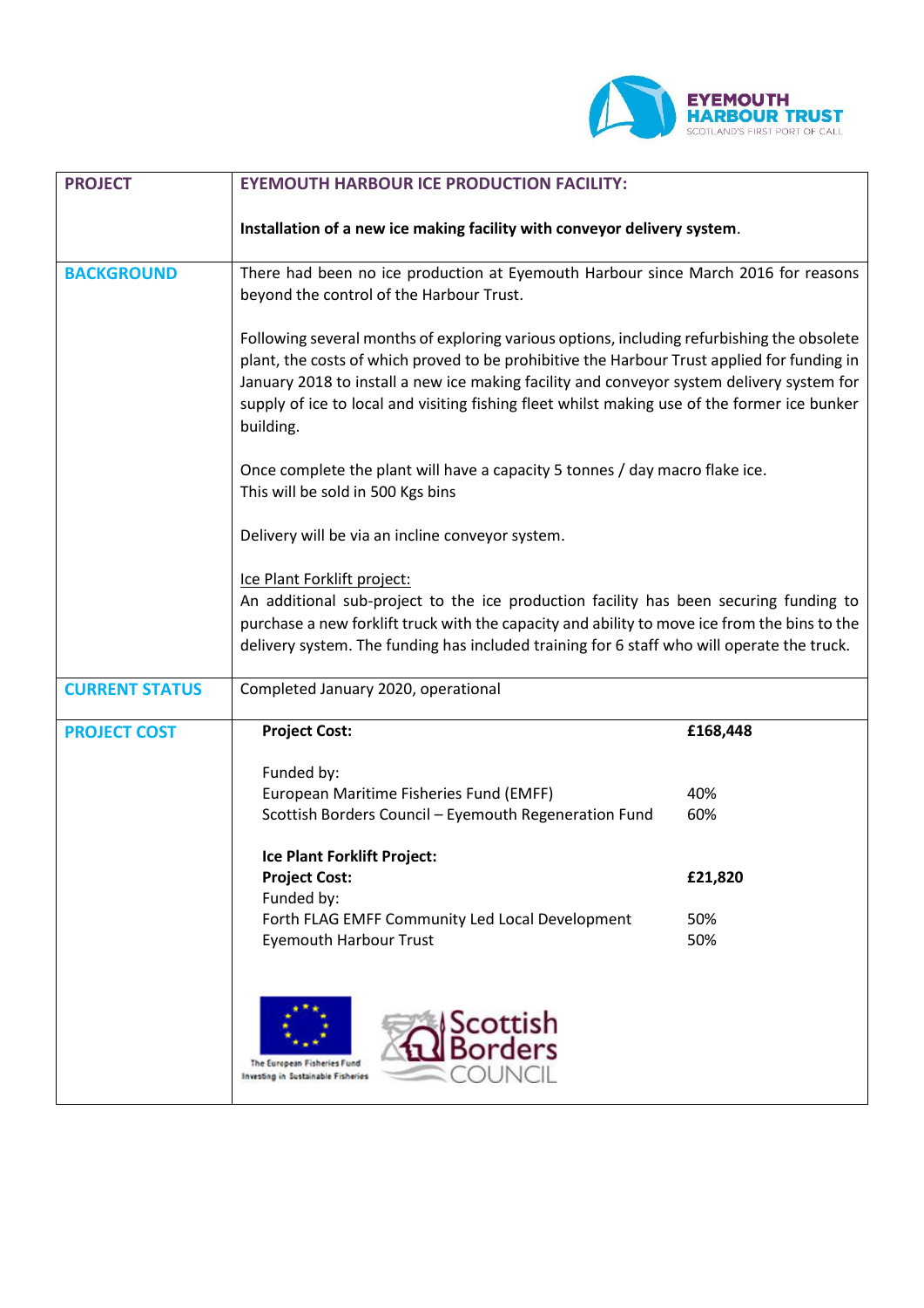EYEMOUTH HARBOUR TRUST
SCOTLAND'S FIRST PORT OF CALL

| **PROJECT** | **EYEMOUTH HARBOUR ICE PRODUCTION FACILITY:**<br><br>**Installation of a new ice making facility with conveyor delivery system**. |
|---|---|
| **BACKGROUND** | There had been no ice production at Eyemouth Harbour since March 2016 for reasons beyond the control of the Harbour Trust.<br><br>Following several months of exploring various options, including refurbishing the obsolete plant, the costs of which proved to be prohibitive the Harbour Trust applied for funding in January 2018 to install a new ice making facility and conveyor system delivery system for supply of ice to local and visiting fishing fleet whilst making use of the former ice bunker building.<br><br>Once complete the plant will have a capacity 5 tonnes / day macro flake ice.<br>This will be sold in 500 Kgs bins<br><br>Delivery will be via an incline conveyor system.<br><br>Ice Plant Forklift project:<br>An additional sub-project to the ice production facility has been securing funding to purchase a new forklift truck with the capacity and ability to move ice from the bins to the delivery system. The funding has included training for 6 staff who will operate the truck. |
| **CURRENT STATUS** | Completed January 2020, operational |
| **PROJECT COST** | **Project Cost:** **£168,448**<br><br>Funded by:<br>European Maritime Fisheries Fund (EMFF) 40%<br>Scottish Borders Council – Eyemouth Regeneration Fund 60%<br><br>**Ice Plant Forklift Project:**<br>**Project Cost:** **£21,820**<br>Funded by:<br>Forth FLAG EMFF Community Led Local Development 50%<br>Eyemouth Harbour Trust 50%<br><br>The European Fisheries Fund Investing in Sustainable Fisheries<br>Scottish Borders COUNCIL |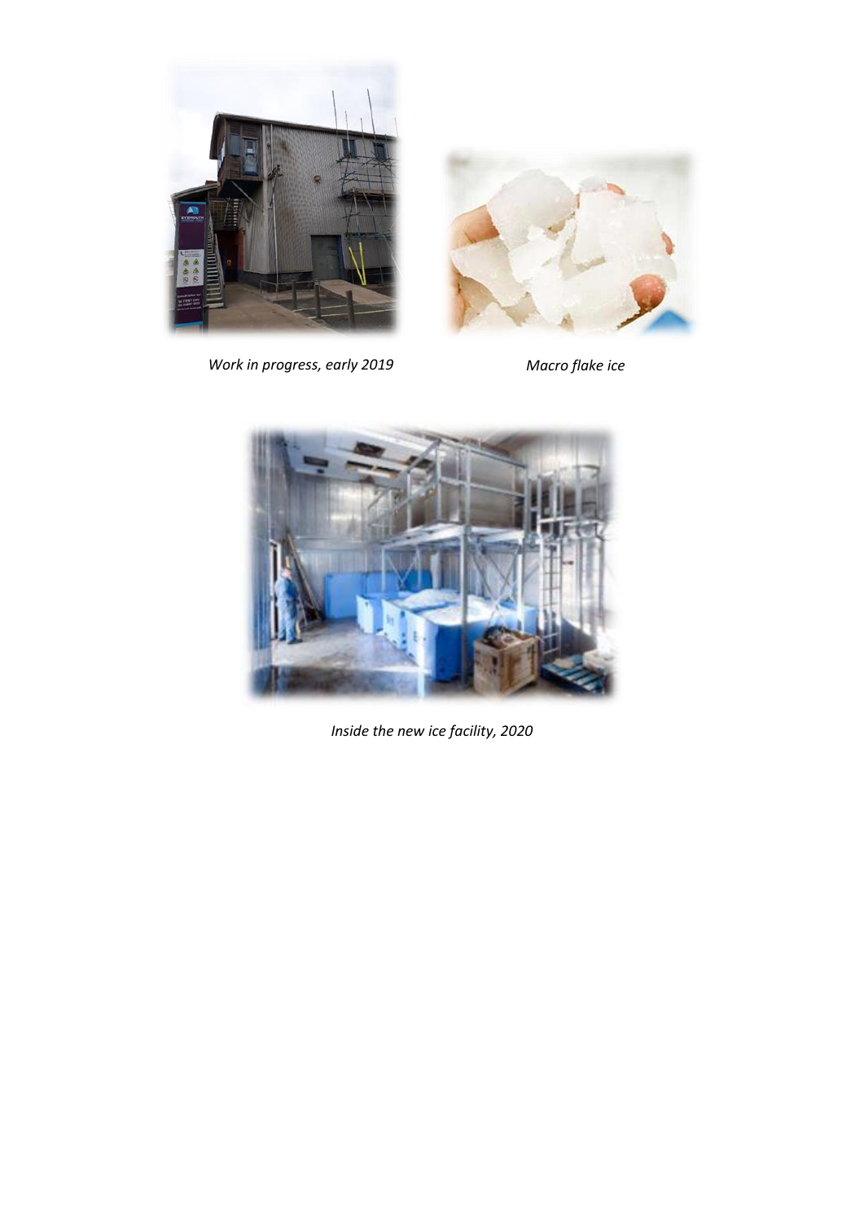*Work in progress, early 2019*

*Macro flake ice*

*Inside the new ice facility, 2020*